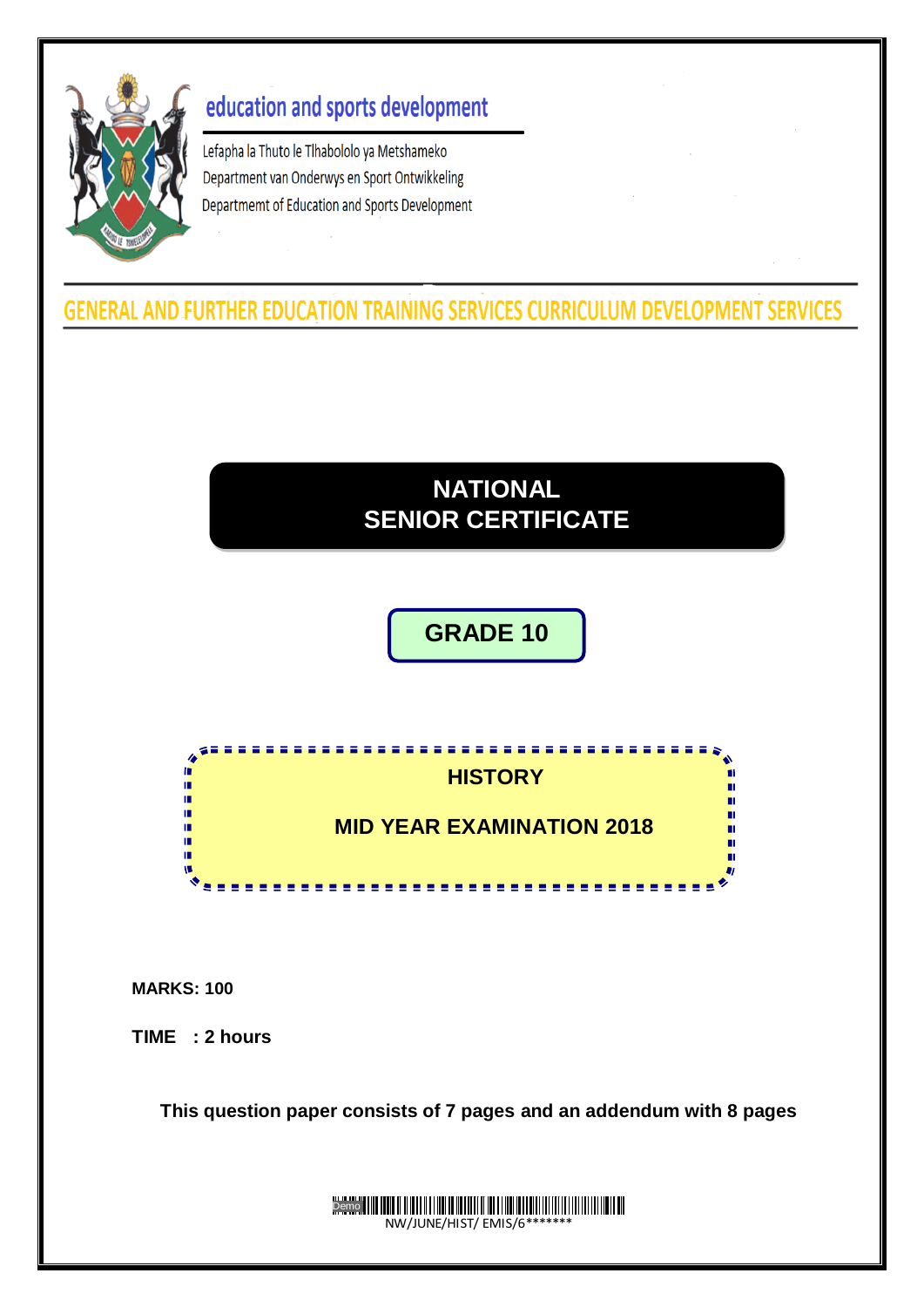education and sports development

Lefapha la Thuto le Tlhabololo ya Metshameko
Department van Onderwys en Sport Ontwikkeling
Departmemt of Education and Sports Development

GENERAL AND FURTHER EDUCATION TRAINING SERVICES CURRICULUM DEVELOPMENT SERVICES

# NATIONAL SENIOR CERTIFICATE

## GRADE 10

## HISTORY

## MID YEAR EXAMINATION 2018

**MARKS: 100**

**TIME : 2 hours**

**This question paper consists of 7 pages and an addendum with 8 pages**

NW/JUNE/HIST/ EMIS/6*******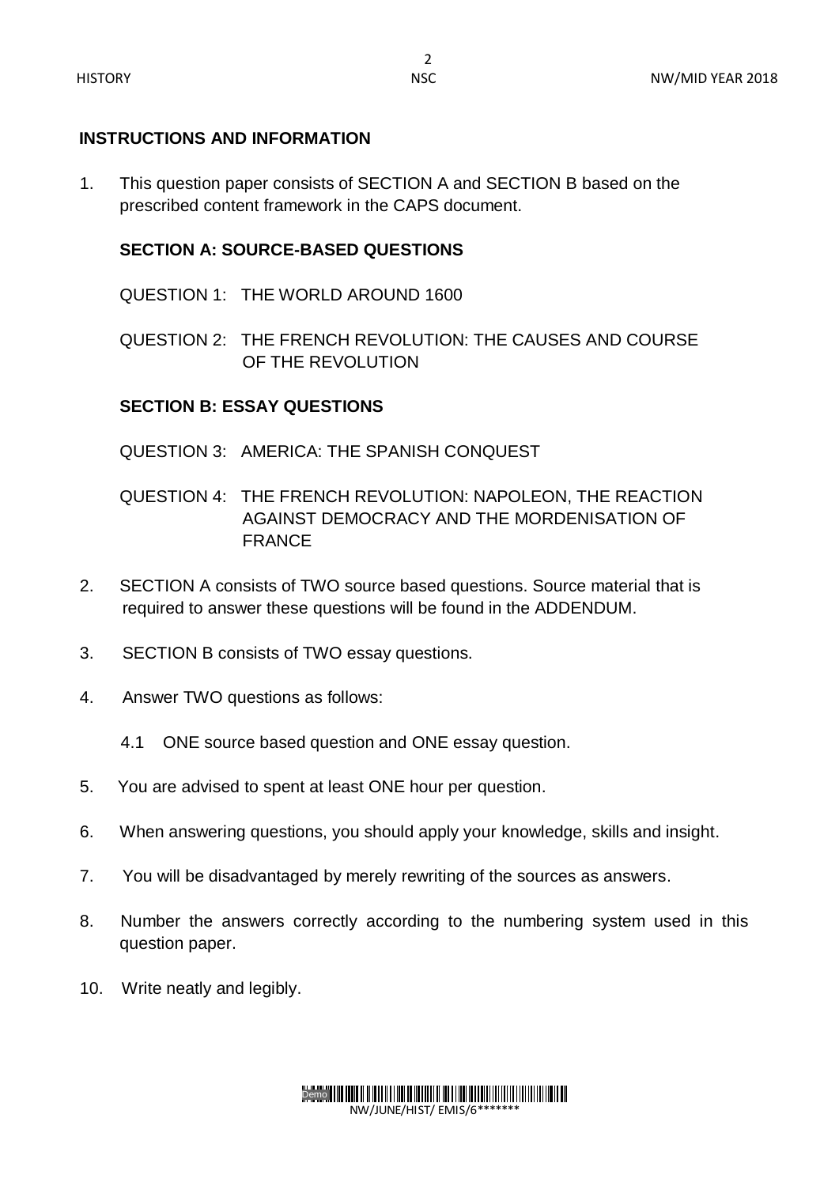## INSTRUCTIONS AND INFORMATION

1. This question paper consists of SECTION A and SECTION B based on the prescribed content framework in the CAPS document.

   **SECTION A: SOURCE-BASED QUESTIONS**

   QUESTION 1: THE WORLD AROUND 1600

   QUESTION 2: THE FRENCH REVOLUTION: THE CAUSES AND COURSE OF THE REVOLUTION

   **SECTION B: ESSAY QUESTIONS**

   QUESTION 3: AMERICA: THE SPANISH CONQUEST

   QUESTION 4: THE FRENCH REVOLUTION: NAPOLEON, THE REACTION AGAINST DEMOCRACY AND THE MORDENISATION OF FRANCE

2. SECTION A consists of TWO source based questions. Source material that is required to answer these questions will be found in the ADDENDUM.

3. SECTION B consists of TWO essay questions.

4. Answer TWO questions as follows:

   4.1 ONE source based question and ONE essay question.

5. You are advised to spent at least ONE hour per question.

6. When answering questions, you should apply your knowledge, skills and insight.

7. You will be disadvantaged by merely rewriting of the sources as answers.

8. Number the answers correctly according to the numbering system used in this question paper.

10. Write neatly and legibly.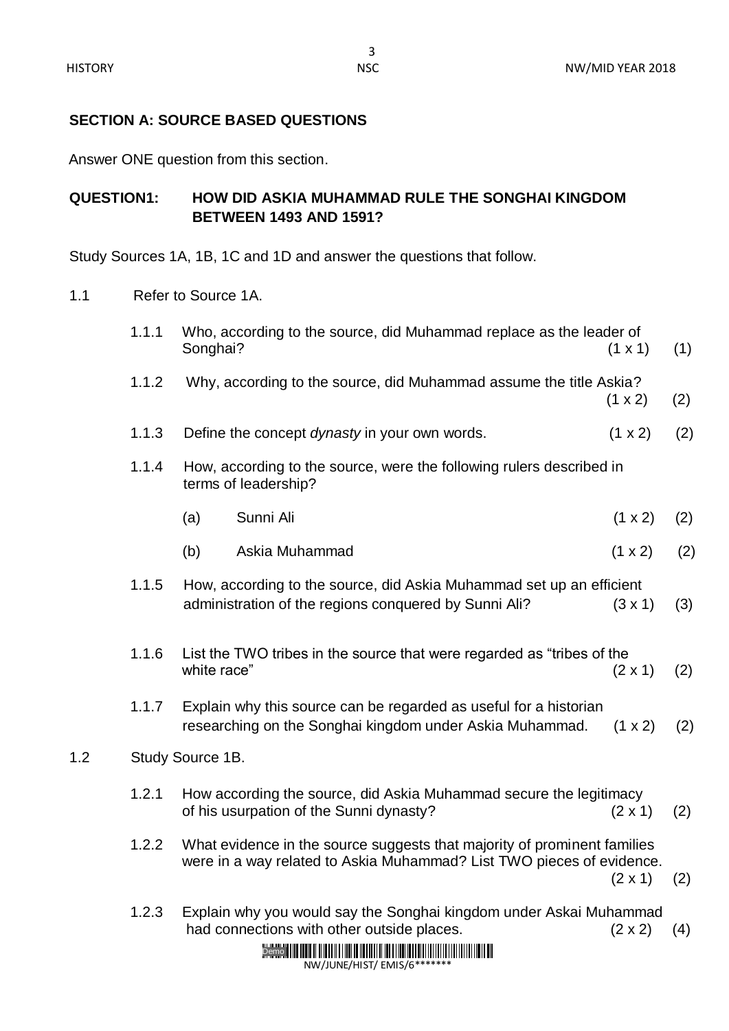**SECTION A: SOURCE BASED QUESTIONS**

Answer ONE question from this section.

**QUESTION1: HOW DID ASKIA MUHAMMAD RULE THE SONGHAI KINGDOM BETWEEN 1493 AND 1591?**

Study Sources 1A, 1B, 1C and 1D and answer the questions that follow.

1.1 Refer to Source 1A.

1.1.1 Who, according to the source, did Muhammad replace as the leader of Songhai? (1 x 1) (1)

1.1.2 Why, according to the source, did Muhammad assume the title Askia? (1 x 2) (2)

1.1.3 Define the concept *dynasty* in your own words. (1 x 2) (2)

1.1.4 How, according to the source, were the following rulers described in terms of leadership?

(a) Sunni Ali (1 x 2) (2)

(b) Askia Muhammad (1 x 2) (2)

1.1.5 How, according to the source, did Askia Muhammad set up an efficient administration of the regions conquered by Sunni Ali? (3 x 1) (3)

1.1.6 List the TWO tribes in the source that were regarded as "tribes of the white race" (2 x 1) (2)

1.1.7 Explain why this source can be regarded as useful for a historian researching on the Songhai kingdom under Askia Muhammad. (1 x 2) (2)

1.2 Study Source 1B.

1.2.1 How according the source, did Askia Muhammad secure the legitimacy of his usurpation of the Sunni dynasty? (2 x 1) (2)

1.2.2 What evidence in the source suggests that majority of prominent families were in a way related to Askia Muhammad? List TWO pieces of evidence. (2 x 1) (2)

1.2.3 Explain why you would say the Songhai kingdom under Askai Muhammad had connections with other outside places. (2 x 2) (4)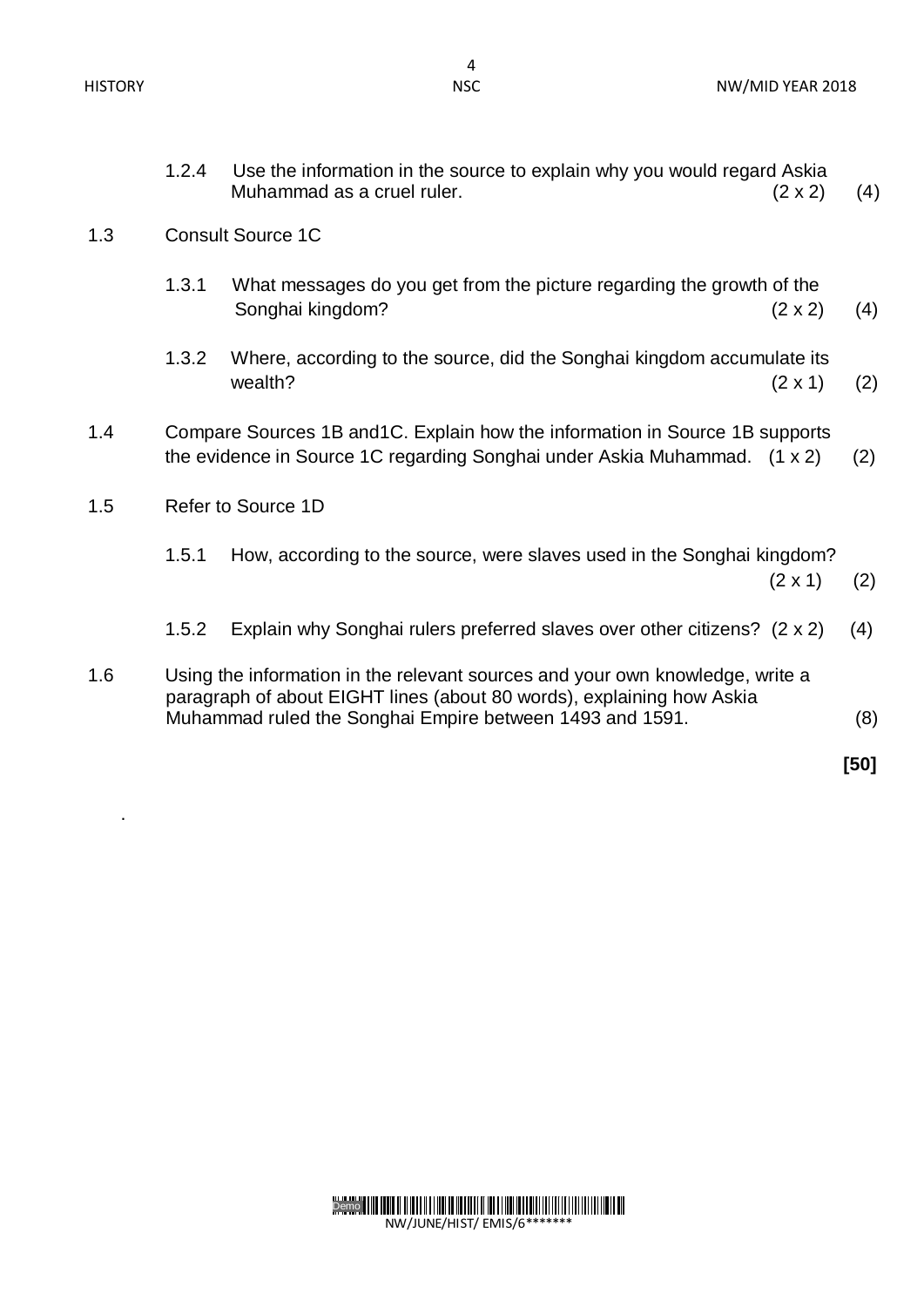1.2.4 Use the information in the source to explain why you would regard Askia Muhammad as a cruel ruler. (2 x 2) (4)

1.3 Consult Source 1C

1.3.1 What messages do you get from the picture regarding the growth of the Songhai kingdom? (2 x 2) (4)

1.3.2 Where, according to the source, did the Songhai kingdom accumulate its wealth? (2 x 1) (2)

1.4 Compare Sources 1B and1C. Explain how the information in Source 1B supports the evidence in Source 1C regarding Songhai under Askia Muhammad. (1 x 2) (2)

1.5 Refer to Source 1D

1.5.1 How, according to the source, were slaves used in the Songhai kingdom? (2 x 1) (2)

1.5.2 Explain why Songhai rulers preferred slaves over other citizens? (2 x 2) (4)

1.6 Using the information in the relevant sources and your own knowledge, write a paragraph of about EIGHT lines (about 80 words), explaining how Askia Muhammad ruled the Songhai Empire between 1493 and 1591. (8)

**[50]**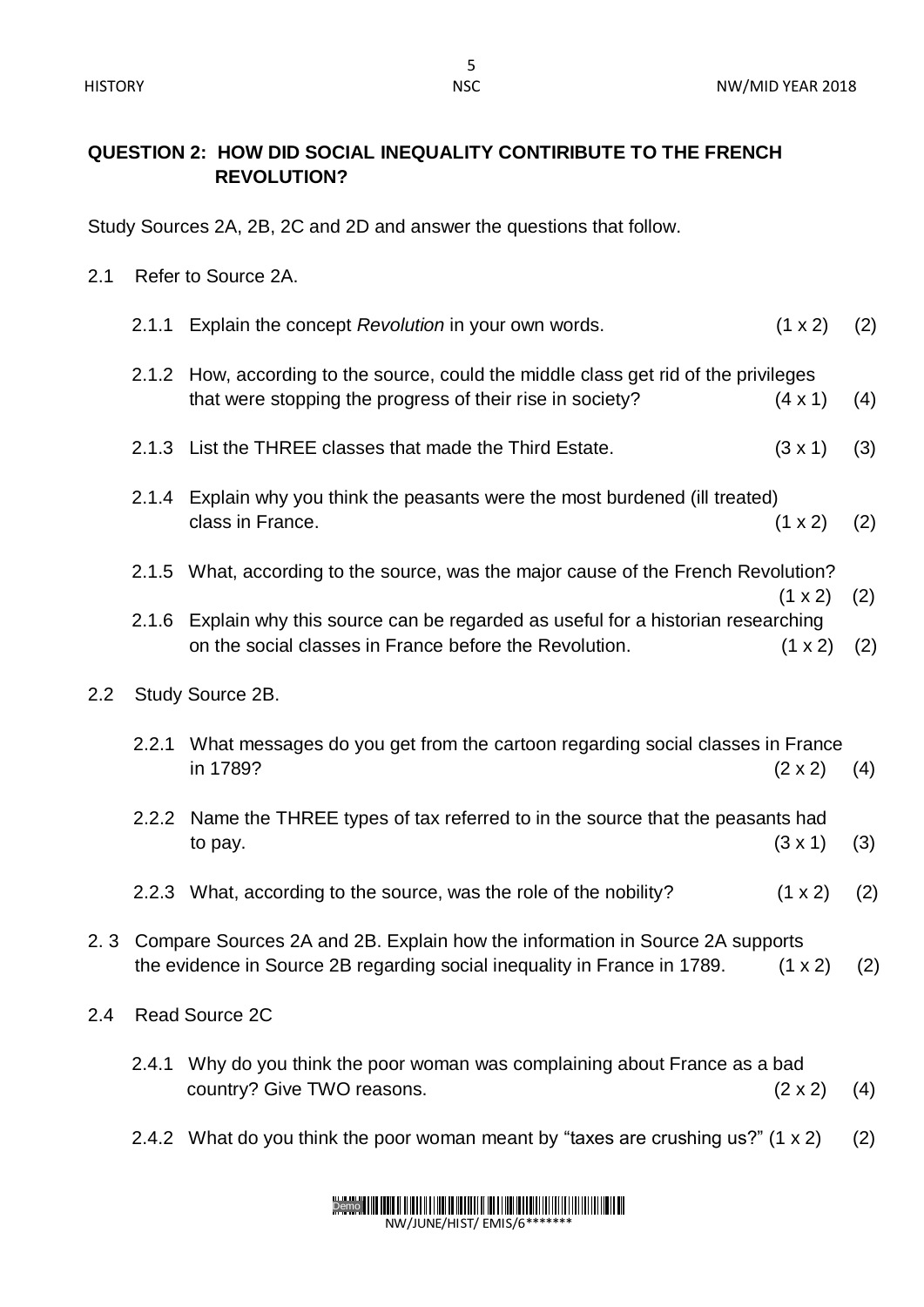## QUESTION 2: HOW DID SOCIAL INEQUALITY CONTIRIBUTE TO THE FRENCH REVOLUTION?

Study Sources 2A, 2B, 2C and 2D and answer the questions that follow.

2.1 Refer to Source 2A.

2.1.1 Explain the concept *Revolution* in your own words. (1 x 2) (2)

2.1.2 How, according to the source, could the middle class get rid of the privileges that were stopping the progress of their rise in society? (4 x 1) (4)

2.1.3 List the THREE classes that made the Third Estate. (3 x 1) (3)

2.1.4 Explain why you think the peasants were the most burdened (ill treated) class in France. (1 x 2) (2)

2.1.5 What, according to the source, was the major cause of the French Revolution? (1 x 2) (2)

2.1.6 Explain why this source can be regarded as useful for a historian researching on the social classes in France before the Revolution. (1 x 2) (2)

2.2 Study Source 2B.

2.2.1 What messages do you get from the cartoon regarding social classes in France in 1789? (2 x 2) (4)

2.2.2 Name the THREE types of tax referred to in the source that the peasants had to pay. (3 x 1) (3)

2.2.3 What, according to the source, was the role of the nobility? (1 x 2) (2)

2.3 Compare Sources 2A and 2B. Explain how the information in Source 2A supports the evidence in Source 2B regarding social inequality in France in 1789. (1 x 2) (2)

2.4 Read Source 2C

2.4.1 Why do you think the poor woman was complaining about France as a bad country? Give TWO reasons. (2 x 2) (4)

2.4.2 What do you think the poor woman meant by "taxes are crushing us?" (1 x 2) (2)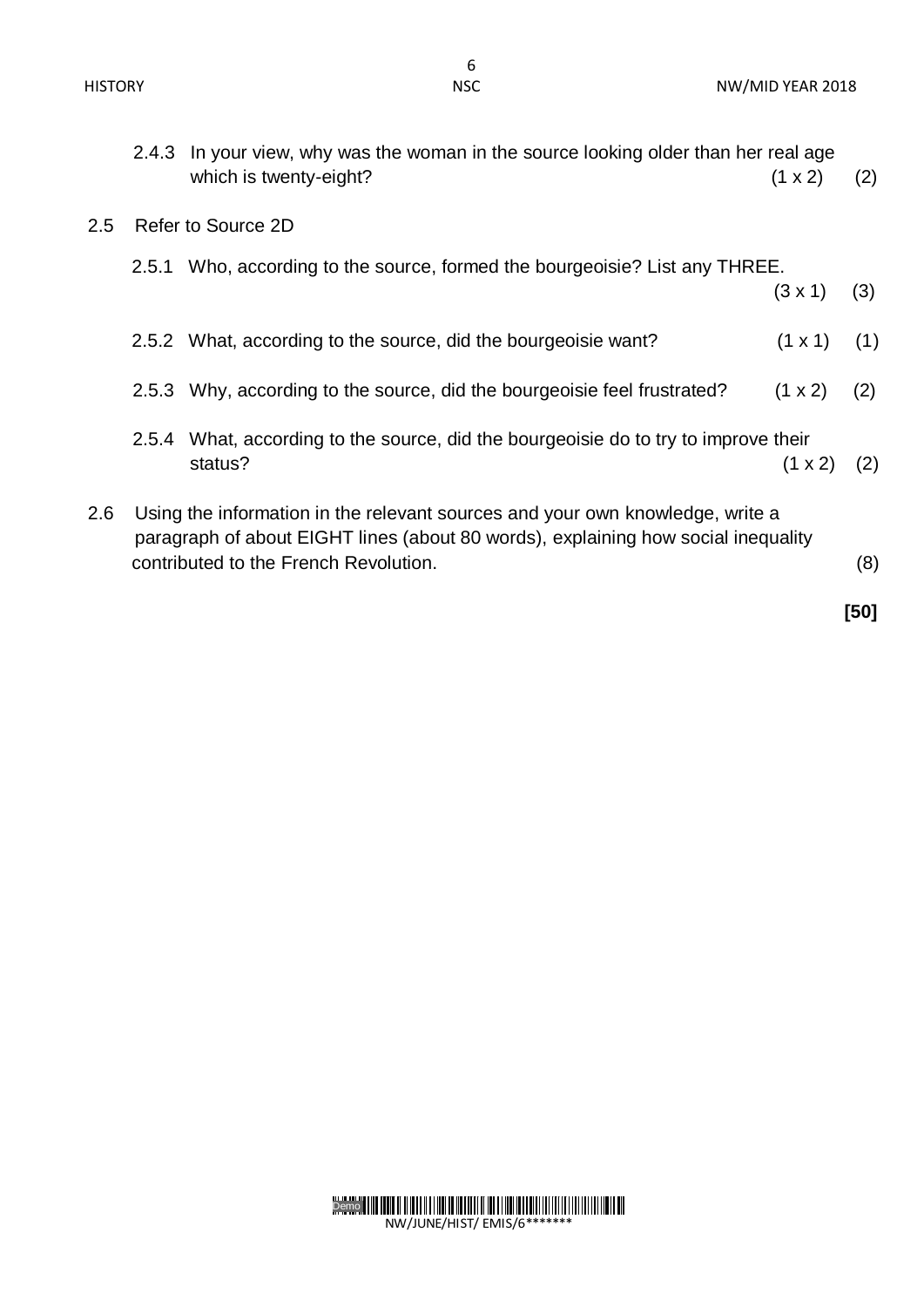2.4.3 In your view, why was the woman in the source looking older than her real age which is twenty-eight? (1 x 2) (2)

2.5 Refer to Source 2D

2.5.1 Who, according to the source, formed the bourgeoisie? List any THREE. (3 x 1) (3)

2.5.2 What, according to the source, did the bourgeoisie want? (1 x 1) (1)

2.5.3 Why, according to the source, did the bourgeoisie feel frustrated? (1 x 2) (2)

2.5.4 What, according to the source, did the bourgeoisie do to try to improve their status? (1 x 2) (2)

2.6 Using the information in the relevant sources and your own knowledge, write a paragraph of about EIGHT lines (about 80 words), explaining how social inequality contributed to the French Revolution. (8)

**[50]**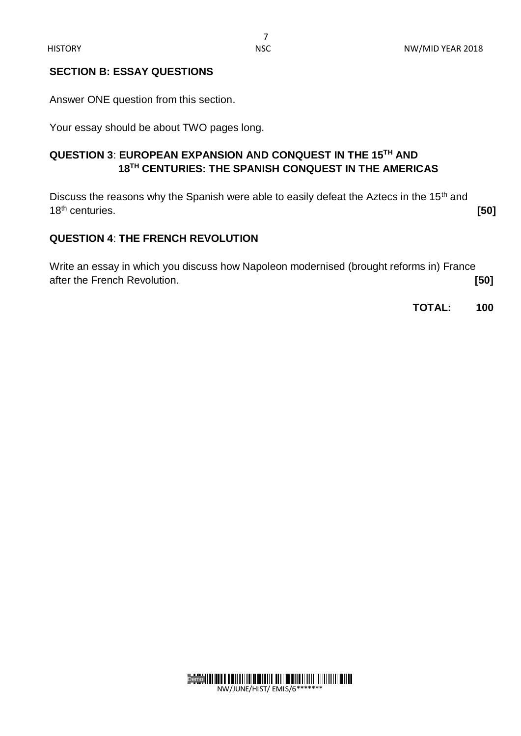## SECTION B: ESSAY QUESTIONS

Answer ONE question from this section.

Your essay should be about TWO pages long.

### QUESTION 3: EUROPEAN EXPANSION AND CONQUEST IN THE 15TH AND 18TH CENTURIES: THE SPANISH CONQUEST IN THE AMERICAS

Discuss the reasons why the Spanish were able to easily defeat the Aztecs in the 15th and 18th centuries. **[50]**

### QUESTION 4: THE FRENCH REVOLUTION

Write an essay in which you discuss how Napoleon modernised (brought reforms in) France after the French Revolution. **[50]**

**TOTAL: 100**